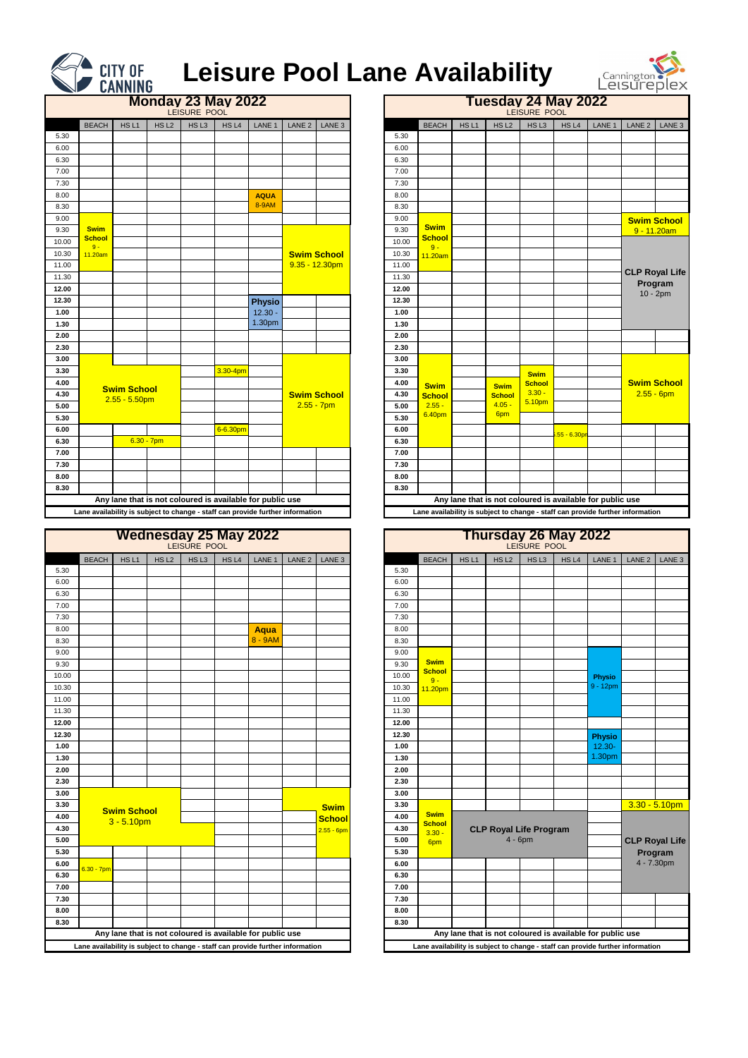# Leisure Pool Lane Availability

CITY OF CANNING — Cannington Leisureplex

## Monday 23 May 2022
LEISURE POOL

| | BEACH | HS L1 | HS L2 | HS L3 | HS L4 | LANE 1 | LANE 2 | LANE 3 |
|---|---|---|---|---|---|---|---|---|
| 5.30 | | | | | | | | |
| 6.00 | | | | | | | | |
| 6.30 | | | | | | | | |
| 7.00 | | | | | | | | |
| 7.30 | | | | | | | | |
| 8.00 | | | | | | AQUA | | |
| 8.30 | | | | | | 8-9AM | | |
| 9.00 | | | | | | | | |
| 9.30 | Swim | | | | | | | |
| 10.00 | School | | | | | | | |
| 10.30 | 9 - 11.20am | | | | | | Swim School | |
| 11.00 | | | | | | | 9.35 - 12.30pm | |
| 11.30 | | | | | | | | |
| 12.00 | | | | | | | | |
| 12.30 | | | | | | Physio | | |
| 1.00 | | | | | | 12.30 - | | |
| 1.30 | | | | | | 1.30pm | | |
| 2.00 | | | | | | | | |
| 2.30 | | | | | | | | |
| 3.00 | | | | | | | | |
| 3.30 | | | | | 3.30-4pm | | | |
| 4.00 | Swim School | | | | | | | |
| 4.30 | 2.55 - 5.50pm | | | | | | Swim School | |
| 5.00 | | | | | | | 2.55 - 7pm | |
| 5.30 | | | | | | | | |
| 6.00 | | | | | 6-6.30pm | | | |
| 6.30 | | 6.30 - 7pm | | | | | | |
| 7.00 | | | | | | | | |
| 7.30 | | | | | | | | |
| 8.00 | | | | | | | | |
| 8.30 | | | | | | | | |

Any lane that is not coloured is available for public use

Lane availability is subject to change - staff can provide further information

## Tuesday 24 May 2022
LEISURE POOL

| | BEACH | HS L1 | HS L2 | HS L3 | HS L4 | LANE 1 | LANE 2 | LANE 3 |
|---|---|---|---|---|---|---|---|---|
| 5.30 | | | | | | | | |
| 6.00 | | | | | | | | |
| 6.30 | | | | | | | | |
| 7.00 | | | | | | | | |
| 7.30 | | | | | | | | |
| 8.00 | | | | | | | | |
| 8.30 | | | | | | | | |
| 9.00 | | | | | | | Swim School | |
| 9.30 | Swim | | | | | | 9 - 11.20am | |
| 10.00 | School | | | | | | | |
| 10.30 | 9 - 11.20am | | | | | | | |
| 11.00 | | | | | | | | |
| 11.30 | | | | | | | CLP Royal Life | |
| 12.00 | | | | | | | Program | |
| 12.30 | | | | | | | 10 - 2pm | |
| 1.00 | | | | | | | | |
| 1.30 | | | | | | | | |
| 2.00 | | | | | | | | |
| 2.30 | | | | | | | | |
| 3.00 | | | | | | | | |
| 3.30 | | | | Swim | | | | |
| 4.00 | Swim | | Swim | School | | | Swim School | |
| 4.30 | School | | School | 3.30 - | | | 2.55 - 6pm | |
| 5.00 | 2.55 - | | 4.05 - | 5.10pm | | | | |
| 5.30 | 6.40pm | | 6pm | | | | | |
| 6.00 | | | | | .55 - 6.30pm | | | |
| 6.30 | | | | | | | | |
| 7.00 | | | | | | | | |
| 7.30 | | | | | | | | |
| 8.00 | | | | | | | | |
| 8.30 | | | | | | | | |

Any lane that is not coloured is available for public use

Lane availability is subject to change - staff can provide further information

## Wednesday 25 May 2022
LEISURE POOL

| | BEACH | HS L1 | HS L2 | HS L3 | HS L4 | LANE 1 | LANE 2 | LANE 3 |
|---|---|---|---|---|---|---|---|---|
| 5.30 | | | | | | | | |
| 6.00 | | | | | | | | |
| 6.30 | | | | | | | | |
| 7.00 | | | | | | | | |
| 7.30 | | | | | | | | |
| 8.00 | | | | | | Aqua | | |
| 8.30 | | | | | | 8 - 9AM | | |
| 9.00 | | | | | | | | |
| 9.30 | | | | | | | | |
| 10.00 | | | | | | | | |
| 10.30 | | | | | | | | |
| 11.00 | | | | | | | | |
| 11.30 | | | | | | | | |
| 12.00 | | | | | | | | |
| 12.30 | | | | | | | | |
| 1.00 | | | | | | | | |
| 1.30 | | | | | | | | |
| 2.00 | | | | | | | | |
| 2.30 | | | | | | | | |
| 3.00 | | | | | | | | |
| 3.30 | Swim School | | | | | | | Swim |
| 4.00 | 3 - 5.10pm | | | | | | | School |
| 4.30 | | | | | | | | 2.55 - 6pm |
| 5.00 | | | | | | | | |
| 5.30 | | | | | | | | |
| 6.00 | 6.30 - 7pm | | | | | | | |
| 6.30 | | | | | | | | |
| 7.00 | | | | | | | | |
| 7.30 | | | | | | | | |
| 8.00 | | | | | | | | |
| 8.30 | | | | | | | | |

Any lane that is not coloured is available for public use

Lane availability is subject to change - staff can provide further information

## Thursday 26 May 2022
LEISURE POOL

| | BEACH | HS L1 | HS L2 | HS L3 | HS L4 | LANE 1 | LANE 2 | LANE 3 |
|---|---|---|---|---|---|---|---|---|
| 5.30 | | | | | | | | |
| 6.00 | | | | | | | | |
| 6.30 | | | | | | | | |
| 7.00 | | | | | | | | |
| 7.30 | | | | | | | | |
| 8.00 | | | | | | | | |
| 8.30 | | | | | | | | |
| 9.00 | | | | | | | | |
| 9.30 | Swim | | | | | | | |
| 10.00 | School | | | | | Physio | | |
| 10.30 | 9 - 11.20pm | | | | | 9 - 12pm | | |
| 11.00 | | | | | | | | |
| 11.30 | | | | | | | | |
| 12.00 | | | | | | | | |
| 12.30 | | | | | | Physio | | |
| 1.00 | | | | | | 12.30- | | |
| 1.30 | | | | | | 1.30pm | | |
| 2.00 | | | | | | | | |
| 2.30 | | | | | | | | |
| 3.00 | | | | | | | | |
| 3.30 | Swim | | | | | | 3.30 - 5.10pm | |
| 4.00 | School | | | | | | | |
| 4.30 | 3.30 - | | CLP Royal Life Program | | | | | |
| 5.00 | 6pm | | 4 - 6pm | | | | CLP Royal Life | |
| 5.30 | | | | | | | Program | |
| 6.00 | | | | | | | 4 - 7.30pm | |
| 6.30 | | | | | | | | |
| 7.00 | | | | | | | | |
| 7.30 | | | | | | | | |
| 8.00 | | | | | | | | |
| 8.30 | | | | | | | | |

Any lane that is not coloured is available for public use

Lane availability is subject to change - staff can provide further information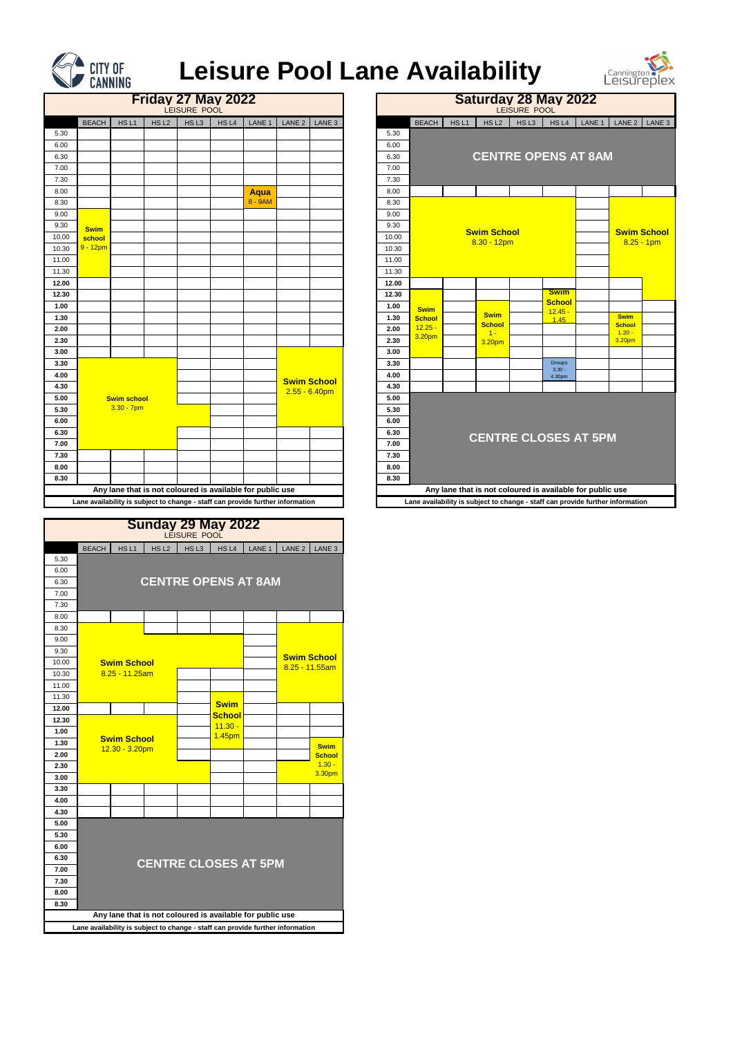# Leisure Pool Lane Availability

## Friday 27 May 2022
LEISURE POOL

| | BEACH | HS L1 | HS L2 | HS L3 | HS L4 | LANE 1 | LANE 2 | LANE 3 |
|---|---|---|---|---|---|---|---|---|
| 5.30 | | | | | | | | |
| 6.00 | | | | | | | | |
| 6.30 | | | | | | | | |
| 7.00 | | | | | | | | |
| 7.30 | | | | | | | | |
| 8.00 | | | | | | Aqua 8 - 9AM | | |
| 8.30 | | | | | | | | |
| 9.00 | Swim school 9 - 12pm | | | | | | | |
| 9.30 | | | | | | | | |
| 10.00 | | | | | | | | |
| 10.30 | | | | | | | | |
| 11.00 | | | | | | | | |
| 11.30 | | | | | | | | |
| 12.00 | | | | | | | | |
| 12.30 | | | | | | | | |
| 1.00 | | | | | | | | |
| 1.30 | | | | | | | | |
| 2.00 | | | | | | | | |
| 2.30 | | | | | | | | |
| 3.00 | | | | | | | Swim School 2.55 - 6.40pm | |
| 3.30 | Swim school 3.30 - 7pm | | | | | | | |
| 4.00 | | | | | | | | |
| 4.30 | | | | | | | | |
| 5.00 | | | | | | | | |
| 5.30 | | | | | | | | |
| 6.00 | | | | | | | | |
| 6.30 | | | | | | | | |
| 7.00 | | | | | | | | |
| 7.30 | | | | | | | | |
| 8.00 | | | | | | | | |
| 8.30 | | | | | | | | |

Any lane that is not coloured is available for public use

Lane availability is subject to change - staff can provide further information

## Saturday 28 May 2022
LEISURE POOL

| | BEACH | HS L1 | HS L2 | HS L3 | HS L4 | LANE 1 | LANE 2 | LANE 3 |
|---|---|---|---|---|---|---|---|---|
| 5.30 | CENTRE OPENS AT 8AM | | | | | | | |
| 6.00 | | | | | | | | |
| 6.30 | | | | | | | | |
| 7.00 | | | | | | | | |
| 7.30 | | | | | | | | |
| 8.00 | | | | | | | | |
| 8.30 | Swim School 8.30 - 12pm | | | | | | Swim School 8.25 - 1pm | |
| 9.00 | | | | | | | | |
| 9.30 | | | | | | | | |
| 10.00 | | | | | | | | |
| 10.30 | | | | | | | | |
| 11.00 | | | | | | | | |
| 11.30 | | | | | | | | |
| 12.00 | | | | | | | | |
| 12.30 | Swim School 12.25 - 3.20pm | | | | Swim School 12.45 - 1.45 | | | |
| 1.00 | | | Swim School 1 - 3.20pm | | | | | |
| 1.30 | | | | | | | Swim School 1.30 - 3.20pm | |
| 2.00 | | | | | | | | |
| 2.30 | | | | | | | | |
| 3.00 | | | | | | | | |
| 3.30 | | | | | Groups 3.30 - 4.30pm | | | |
| 4.00 | | | | | | | | |
| 4.30 | | | | | | | | |
| 5.00 | CENTRE CLOSES AT 5PM | | | | | | | |
| 5.30 | | | | | | | | |
| 6.00 | | | | | | | | |
| 6.30 | | | | | | | | |
| 7.00 | | | | | | | | |
| 7.30 | | | | | | | | |
| 8.00 | | | | | | | | |
| 8.30 | | | | | | | | |

Any lane that is not coloured is available for public use

Lane availability is subject to change - staff can provide further information

## Sunday 29 May 2022
LEISURE POOL

| | BEACH | HS L1 | HS L2 | HS L3 | HS L4 | LANE 1 | LANE 2 | LANE 3 |
|---|---|---|---|---|---|---|---|---|
| 5.30 | CENTRE OPENS AT 8AM | | | | | | | |
| 6.00 | | | | | | | | |
| 6.30 | | | | | | | | |
| 7.00 | | | | | | | | |
| 7.30 | | | | | | | | |
| 8.00 | | | | | | | | |
| 8.30 | Swim School 8.25 - 11.25am | | | | | | Swim School 8.25 - 11.55am | |
| 9.00 | | | | | | | | |
| 9.30 | | | | | | | | |
| 10.00 | | | | | | | | |
| 10.30 | | | | | | | | |
| 11.00 | | | | | | | | |
| 11.30 | | | | | Swim School 11.30 - 1.45pm | | | |
| 12.00 | | | | | | | | |
| 12.30 | Swim School 12.30 - 3.20pm | | | | | | | |
| 1.00 | | | | | | | | |
| 1.30 | | | | | | | | Swim School 1.30 - 3.30pm |
| 2.00 | | | | | | | | |
| 2.30 | | | | | | | | |
| 3.00 | | | | | | | | |
| 3.30 | | | | | | | | |
| 4.00 | | | | | | | | |
| 4.30 | | | | | | | | |
| 5.00 | CENTRE CLOSES AT 5PM | | | | | | | |
| 5.30 | | | | | | | | |
| 6.00 | | | | | | | | |
| 6.30 | | | | | | | | |
| 7.00 | | | | | | | | |
| 7.30 | | | | | | | | |
| 8.00 | | | | | | | | |
| 8.30 | | | | | | | | |

Any lane that is not coloured is available for public use

Lane availability is subject to change - staff can provide further information